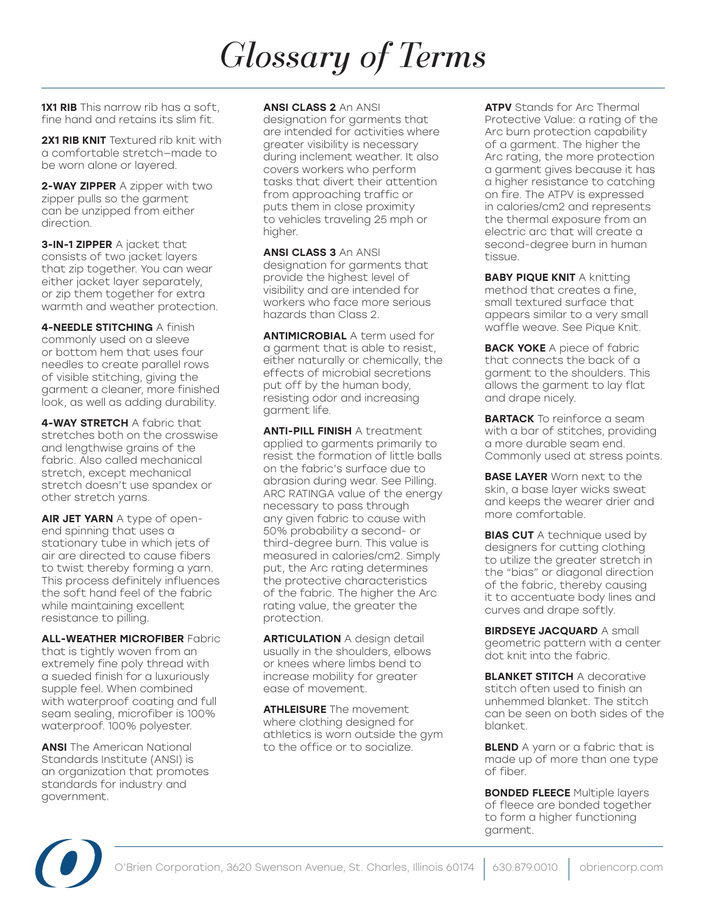# Glossary of Terms

**1X1 RIB** This narrow rib has a soft, fine hand and retains its slim fit.

**2X1 RIB KNIT** Textured rib knit with a comfortable stretch—made to be worn alone or layered.

**2-WAY ZIPPER** A zipper with two zipper pulls so the garment can be unzipped from either direction.

**3-IN-1 ZIPPER** A jacket that consists of two jacket layers that zip together. You can wear either jacket layer separately, or zip them together for extra warmth and weather protection.

**4-NEEDLE STITCHING** A finish commonly used on a sleeve or bottom hem that uses four needles to create parallel rows of visible stitching, giving the garment a cleaner, more finished look, as well as adding durability.

**4-WAY STRETCH** A fabric that stretches both on the crosswise and lengthwise grains of the fabric. Also called mechanical stretch, except mechanical stretch doesn't use spandex or other stretch yarns.

**AIR JET YARN** A type of open-end spinning that uses a stationary tube in which jets of air are directed to cause fibers to twist thereby forming a yarn. This process definitely influences the soft hand feel of the fabric while maintaining excellent resistance to pilling.

**ALL-WEATHER MICROFIBER** Fabric that is tightly woven from an extremely fine poly thread with a sueded finish for a luxuriously supple feel. When combined with waterproof coating and full seam sealing, microfiber is 100% waterproof. 100% polyester.

**ANSI** The American National Standards Institute (ANSI) is an organization that promotes standards for industry and government.

**ANSI CLASS 2** An ANSI designation for garments that are intended for activities where greater visibility is necessary during inclement weather. It also covers workers who perform tasks that divert their attention from approaching traffic or puts them in close proximity to vehicles traveling 25 mph or higher.

**ANSI CLASS 3** An ANSI designation for garments that provide the highest level of visibility and are intended for workers who face more serious hazards than Class 2.

**ANTIMICROBIAL** A term used for a garment that is able to resist, either naturally or chemically, the effects of microbial secretions put off by the human body, resisting odor and increasing garment life.

**ANTI-PILL FINISH** A treatment applied to garments primarily to resist the formation of little balls on the fabric's surface due to abrasion during wear. See Pilling. ARC RATINGA value of the energy necessary to pass through any given fabric to cause with 50% probability a second- or third-degree burn. This value is measured in calories/cm2. Simply put, the Arc rating determines the protective characteristics of the fabric. The higher the Arc rating value, the greater the protection.

**ARTICULATION** A design detail usually in the shoulders, elbows or knees where limbs bend to increase mobility for greater ease of movement.

**ATHLEISURE** The movement where clothing designed for athletics is worn outside the gym to the office or to socialize.

**ATPV** Stands for Arc Thermal Protective Value: a rating of the Arc burn protection capability of a garment. The higher the Arc rating, the more protection a garment gives because it has a higher resistance to catching on fire. The ATPV is expressed in calories/cm2 and represents the thermal exposure from an electric arc that will create a second-degree burn in human tissue.

**BABY PIQUE KNIT** A knitting method that creates a fine, small textured surface that appears similar to a very small waffle weave. See Pique Knit.

**BACK YOKE** A piece of fabric that connects the back of a garment to the shoulders. This allows the garment to lay flat and drape nicely.

**BARTACK** To reinforce a seam with a bar of stitches, providing a more durable seam end. Commonly used at stress points.

**BASE LAYER** Worn next to the skin, a base layer wicks sweat and keeps the wearer drier and more comfortable.

**BIAS CUT** A technique used by designers for cutting clothing to utilize the greater stretch in the "bias" or diagonal direction of the fabric, thereby causing it to accentuate body lines and curves and drape softly.

**BIRDSEYE JACQUARD** A small geometric pattern with a center dot knit into the fabric.

**BLANKET STITCH** A decorative stitch often used to finish an unhemmed blanket. The stitch can be seen on both sides of the blanket.

**BLEND** A yarn or a fabric that is made up of more than one type of fiber.

**BONDED FLEECE** Multiple layers of fleece are bonded together to form a higher functioning garment.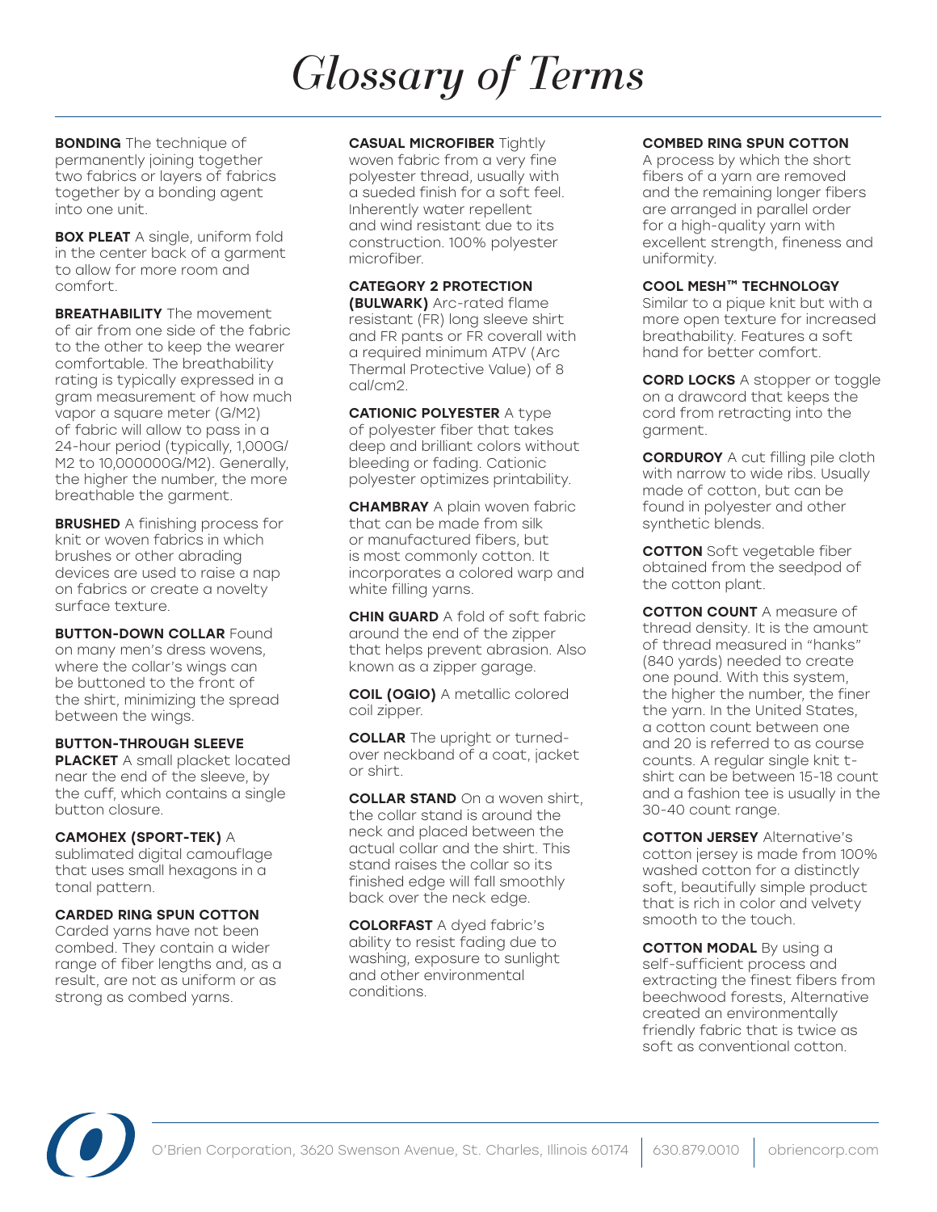# Glossary of Terms

**BONDING** The technique of permanently joining together two fabrics or layers of fabrics together by a bonding agent into one unit.

**BOX PLEAT** A single, uniform fold in the center back of a garment to allow for more room and comfort.

**BREATHABILITY** The movement of air from one side of the fabric to the other to keep the wearer comfortable. The breathability rating is typically expressed in a gram measurement of how much vapor a square meter (G/M2) of fabric will allow to pass in a 24-hour period (typically, 1,000G/M2 to 10,000000G/M2). Generally, the higher the number, the more breathable the garment.

**BRUSHED** A finishing process for knit or woven fabrics in which brushes or other abrading devices are used to raise a nap on fabrics or create a novelty surface texture.

**BUTTON-DOWN COLLAR** Found on many men's dress wovens, where the collar's wings can be buttoned to the front of the shirt, minimizing the spread between the wings.

**BUTTON-THROUGH SLEEVE PLACKET** A small placket located near the end of the sleeve, by the cuff, which contains a single button closure.

**CAMOHEX (SPORT-TEK)** A sublimated digital camouflage that uses small hexagons in a tonal pattern.

**CARDED RING SPUN COTTON** Carded yarns have not been combed. They contain a wider range of fiber lengths and, as a result, are not as uniform or as strong as combed yarns.

**CASUAL MICROFIBER** Tightly woven fabric from a very fine polyester thread, usually with a sueded finish for a soft feel. Inherently water repellent and wind resistant due to its construction. 100% polyester microfiber.

**CATEGORY 2 PROTECTION (BULWARK)** Arc-rated flame resistant (FR) long sleeve shirt and FR pants or FR coverall with a required minimum ATPV (Arc Thermal Protective Value) of 8 cal/cm2.

**CATIONIC POLYESTER** A type of polyester fiber that takes deep and brilliant colors without bleeding or fading. Cationic polyester optimizes printability.

**CHAMBRAY** A plain woven fabric that can be made from silk or manufactured fibers, but is most commonly cotton. It incorporates a colored warp and white filling yarns.

**CHIN GUARD** A fold of soft fabric around the end of the zipper that helps prevent abrasion. Also known as a zipper garage.

**COIL (OGIO)** A metallic colored coil zipper.

**COLLAR** The upright or turned-over neckband of a coat, jacket or shirt.

**COLLAR STAND** On a woven shirt, the collar stand is around the neck and placed between the actual collar and the shirt. This stand raises the collar so its finished edge will fall smoothly back over the neck edge.

**COLORFAST** A dyed fabric's ability to resist fading due to washing, exposure to sunlight and other environmental conditions.

**COMBED RING SPUN COTTON** A process by which the short fibers of a yarn are removed and the remaining longer fibers are arranged in parallel order for a high-quality yarn with excellent strength, fineness and uniformity.

**COOL MESH™ TECHNOLOGY** Similar to a pique knit but with a more open texture for increased breathability. Features a soft hand for better comfort.

**CORD LOCKS** A stopper or toggle on a drawcord that keeps the cord from retracting into the garment.

**CORDUROY** A cut filling pile cloth with narrow to wide ribs. Usually made of cotton, but can be found in polyester and other synthetic blends.

**COTTON** Soft vegetable fiber obtained from the seedpod of the cotton plant.

**COTTON COUNT** A measure of thread density. It is the amount of thread measured in "hanks" (840 yards) needed to create one pound. With this system, the higher the number, the finer the yarn. In the United States, a cotton count between one and 20 is referred to as course counts. A regular single knit t-shirt can be between 15-18 count and a fashion tee is usually in the 30-40 count range.

**COTTON JERSEY** Alternative's cotton jersey is made from 100% washed cotton for a distinctly soft, beautifully simple product that is rich in color and velvety smooth to the touch.

**COTTON MODAL** By using a self-sufficient process and extracting the finest fibers from beechwood forests, Alternative created an environmentally friendly fabric that is twice as soft as conventional cotton.

O'Brien Corporation, 3620 Swenson Avenue, St. Charles, Illinois 60174 | 630.879.0010 | obriencorp.com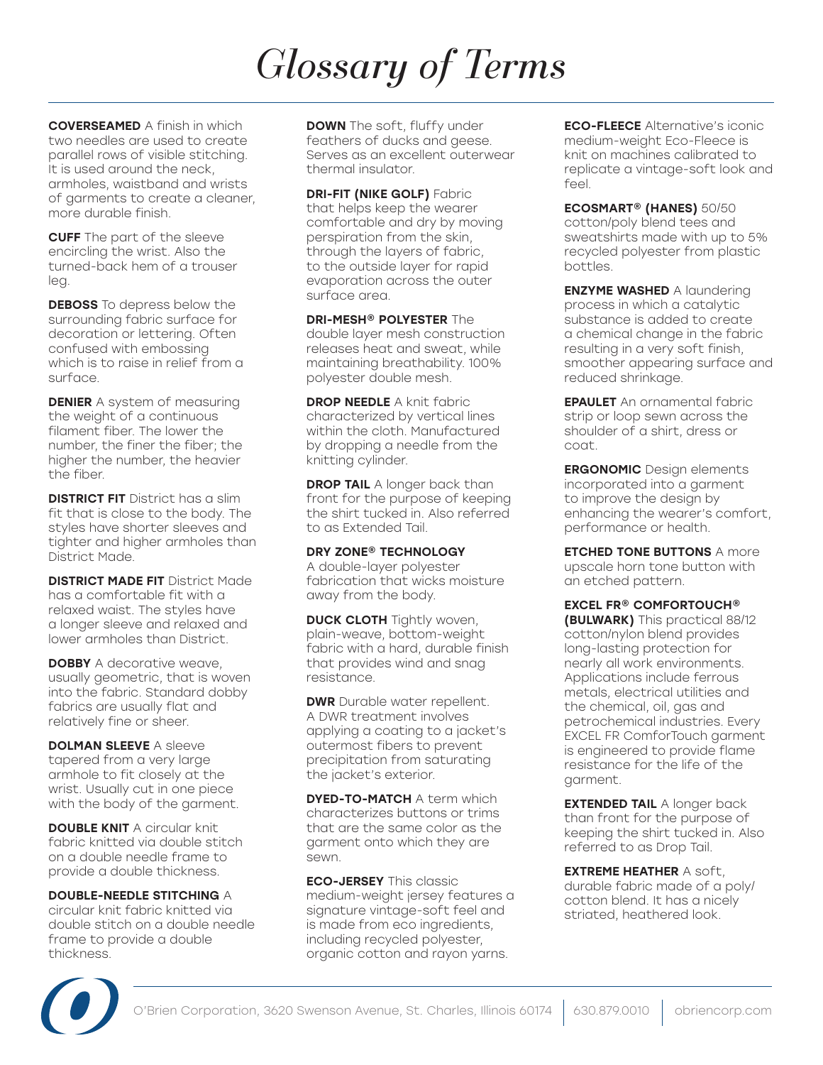# Glossary of Terms

**COVERSEAMED** A finish in which two needles are used to create parallel rows of visible stitching. It is used around the neck, armholes, waistband and wrists of garments to create a cleaner, more durable finish.

**CUFF** The part of the sleeve encircling the wrist. Also the turned-back hem of a trouser leg.

**DEBOSS** To depress below the surrounding fabric surface for decoration or lettering. Often confused with embossing which is to raise in relief from a surface.

**DENIER** A system of measuring the weight of a continuous filament fiber. The lower the number, the finer the fiber; the higher the number, the heavier the fiber.

**DISTRICT FIT** District has a slim fit that is close to the body. The styles have shorter sleeves and tighter and higher armholes than District Made.

**DISTRICT MADE FIT** District Made has a comfortable fit with a relaxed waist. The styles have a longer sleeve and relaxed and lower armholes than District.

**DOBBY** A decorative weave, usually geometric, that is woven into the fabric. Standard dobby fabrics are usually flat and relatively fine or sheer.

**DOLMAN SLEEVE** A sleeve tapered from a very large armhole to fit closely at the wrist. Usually cut in one piece with the body of the garment.

**DOUBLE KNIT** A circular knit fabric knitted via double stitch on a double needle frame to provide a double thickness.

**DOUBLE-NEEDLE STITCHING** A circular knit fabric knitted via double stitch on a double needle frame to provide a double thickness.

**DOWN** The soft, fluffy under feathers of ducks and geese. Serves as an excellent outerwear thermal insulator.

**DRI-FIT (NIKE GOLF)** Fabric that helps keep the wearer comfortable and dry by moving perspiration from the skin, through the layers of fabric, to the outside layer for rapid evaporation across the outer surface area.

**DRI-MESH® POLYESTER** The double layer mesh construction releases heat and sweat, while maintaining breathability. 100% polyester double mesh.

**DROP NEEDLE** A knit fabric characterized by vertical lines within the cloth. Manufactured by dropping a needle from the knitting cylinder.

**DROP TAIL** A longer back than front for the purpose of keeping the shirt tucked in. Also referred to as Extended Tail.

**DRY ZONE® TECHNOLOGY** A double-layer polyester fabrication that wicks moisture away from the body.

**DUCK CLOTH** Tightly woven, plain-weave, bottom-weight fabric with a hard, durable finish that provides wind and snag resistance.

**DWR** Durable water repellent. A DWR treatment involves applying a coating to a jacket's outermost fibers to prevent precipitation from saturating the jacket's exterior.

**DYED-TO-MATCH** A term which characterizes buttons or trims that are the same color as the garment onto which they are sewn.

**ECO-JERSEY** This classic medium-weight jersey features a signature vintage-soft feel and is made from eco ingredients, including recycled polyester, organic cotton and rayon yarns.

**ECO-FLEECE** Alternative's iconic medium-weight Eco-Fleece is knit on machines calibrated to replicate a vintage-soft look and feel.

**ECOSMART® (HANES)** 50/50 cotton/poly blend tees and sweatshirts made with up to 5% recycled polyester from plastic bottles.

**ENZYME WASHED** A laundering process in which a catalytic substance is added to create a chemical change in the fabric resulting in a very soft finish, smoother appearing surface and reduced shrinkage.

**EPAULET** An ornamental fabric strip or loop sewn across the shoulder of a shirt, dress or coat.

**ERGONOMIC** Design elements incorporated into a garment to improve the design by enhancing the wearer's comfort, performance or health.

**ETCHED TONE BUTTONS** A more upscale horn tone button with an etched pattern.

**EXCEL FR® COMFORTOUCH® (BULWARK)** This practical 88/12 cotton/nylon blend provides long-lasting protection for nearly all work environments. Applications include ferrous metals, electrical utilities and the chemical, oil, gas and petrochemical industries. Every EXCEL FR ComforTouch garment is engineered to provide flame resistance for the life of the garment.

**EXTENDED TAIL** A longer back than front for the purpose of keeping the shirt tucked in. Also referred to as Drop Tail.

**EXTREME HEATHER** A soft, durable fabric made of a poly/cotton blend. It has a nicely striated, heathered look.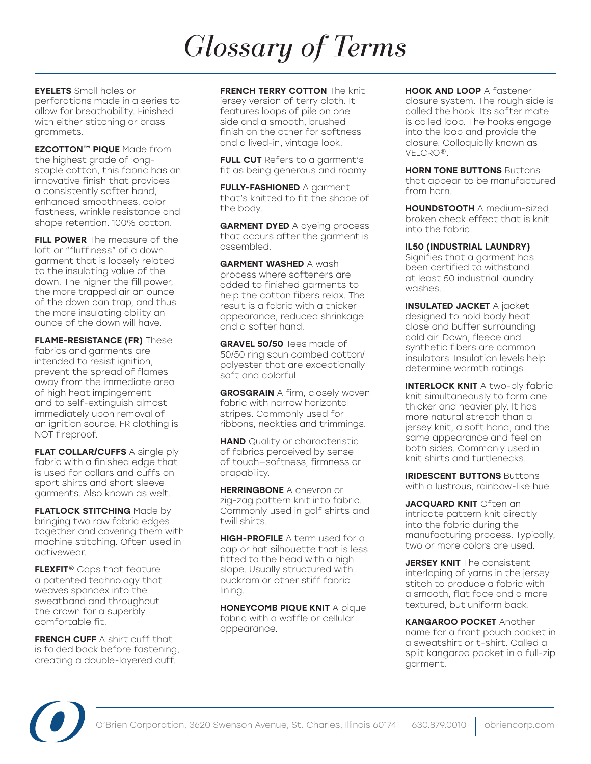# *Glossary of Terms*

**EYELETS** Small holes or perforations made in a series to allow for breathability. Finished with either stitching or brass grommets.

**EZCOTTON™ PIQUE** Made from the highest grade of long-staple cotton, this fabric has an innovative finish that provides a consistently softer hand, enhanced smoothness, color fastness, wrinkle resistance and shape retention. 100% cotton.

**FILL POWER** The measure of the loft or "fluffiness" of a down garment that is loosely related to the insulating value of the down. The higher the fill power, the more trapped air an ounce of the down can trap, and thus the more insulating ability an ounce of the down will have.

**FLAME-RESISTANCE (FR)** These fabrics and garments are intended to resist ignition, prevent the spread of flames away from the immediate area of high heat impingement and to self-extinguish almost immediately upon removal of an ignition source. FR clothing is NOT fireproof.

**FLAT COLLAR/CUFFS** A single ply fabric with a finished edge that is used for collars and cuffs on sport shirts and short sleeve garments. Also known as welt.

**FLATLOCK STITCHING** Made by bringing two raw fabric edges together and covering them with machine stitching. Often used in activewear.

**FLEXFIT®** Caps that feature a patented technology that weaves spandex into the sweatband and throughout the crown for a superbly comfortable fit.

**FRENCH CUFF** A shirt cuff that is folded back before fastening, creating a double-layered cuff.

**FRENCH TERRY COTTON** The knit jersey version of terry cloth. It features loops of pile on one side and a smooth, brushed finish on the other for softness and a lived-in, vintage look.

**FULL CUT** Refers to a garment's fit as being generous and roomy.

**FULLY-FASHIONED** A garment that's knitted to fit the shape of the body.

**GARMENT DYED** A dyeing process that occurs after the garment is assembled.

**GARMENT WASHED** A wash process where softeners are added to finished garments to help the cotton fibers relax. The result is a fabric with a thicker appearance, reduced shrinkage and a softer hand.

**GRAVEL 50/50** Tees made of 50/50 ring spun combed cotton/polyester that are exceptionally soft and colorful.

**GROSGRAIN** A firm, closely woven fabric with narrow horizontal stripes. Commonly used for ribbons, neckties and trimmings.

**HAND** Quality or characteristic of fabrics perceived by sense of touch–softness, firmness or drapability.

**HERRINGBONE** A chevron or zig-zag pattern knit into fabric. Commonly used in golf shirts and twill shirts.

**HIGH-PROFILE** A term used for a cap or hat silhouette that is less fitted to the head with a high slope. Usually structured with buckram or other stiff fabric lining.

**HONEYCOMB PIQUE KNIT** A pique fabric with a waffle or cellular appearance.

**HOOK AND LOOP** A fastener closure system. The rough side is called the hook. Its softer mate is called loop. The hooks engage into the loop and provide the closure. Colloquially known as VELCRO®.

**HORN TONE BUTTONS** Buttons that appear to be manufactured from horn.

**HOUNDSTOOTH** A medium-sized broken check effect that is knit into the fabric.

**IL50 (INDUSTRIAL LAUNDRY)** Signifies that a garment has been certified to withstand at least 50 industrial laundry washes.

**INSULATED JACKET** A jacket designed to hold body heat close and buffer surrounding cold air. Down, fleece and synthetic fibers are common insulators. Insulation levels help determine warmth ratings.

**INTERLOCK KNIT** A two-ply fabric knit simultaneously to form one thicker and heavier ply. It has more natural stretch than a jersey knit, a soft hand, and the same appearance and feel on both sides. Commonly used in knit shirts and turtlenecks.

**IRIDESCENT BUTTONS** Buttons with a lustrous, rainbow-like hue.

**JACQUARD KNIT** Often an intricate pattern knit directly into the fabric during the manufacturing process. Typically, two or more colors are used.

**JERSEY KNIT** The consistent interloping of yarns in the jersey stitch to produce a fabric with a smooth, flat face and a more textured, but uniform back.

**KANGAROO POCKET** Another name for a front pouch pocket in a sweatshirt or t-shirt. Called a split kangaroo pocket in a full-zip garment.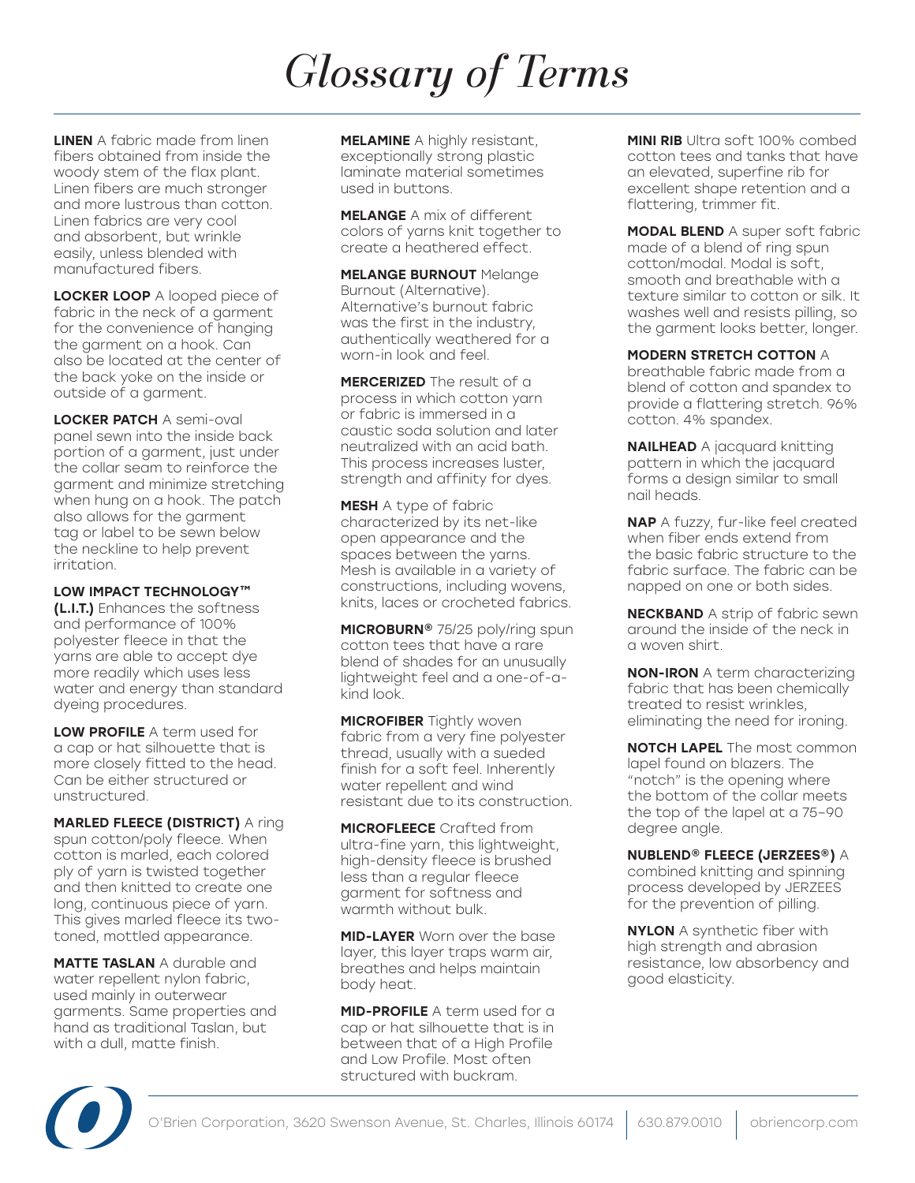# Glossary of Terms

**LINEN** A fabric made from linen fibers obtained from inside the woody stem of the flax plant. Linen fibers are much stronger and more lustrous than cotton. Linen fabrics are very cool and absorbent, but wrinkle easily, unless blended with manufactured fibers.

**LOCKER LOOP** A looped piece of fabric in the neck of a garment for the convenience of hanging the garment on a hook. Can also be located at the center of the back yoke on the inside or outside of a garment.

**LOCKER PATCH** A semi-oval panel sewn into the inside back portion of a garment, just under the collar seam to reinforce the garment and minimize stretching when hung on a hook. The patch also allows for the garment tag or label to be sewn below the neckline to help prevent irritation.

**LOW IMPACT TECHNOLOGY™ (L.I.T.)** Enhances the softness and performance of 100% polyester fleece in that the yarns are able to accept dye more readily which uses less water and energy than standard dyeing procedures.

**LOW PROFILE** A term used for a cap or hat silhouette that is more closely fitted to the head. Can be either structured or unstructured.

**MARLED FLEECE (DISTRICT)** A ring spun cotton/poly fleece. When cotton is marled, each colored ply of yarn is twisted together and then knitted to create one long, continuous piece of yarn. This gives marled fleece its two-toned, mottled appearance.

**MATTE TASLAN** A durable and water repellent nylon fabric, used mainly in outerwear garments. Same properties and hand as traditional Taslan, but with a dull, matte finish.

**MELAMINE** A highly resistant, exceptionally strong plastic laminate material sometimes used in buttons.

**MELANGE** A mix of different colors of yarns knit together to create a heathered effect.

**MELANGE BURNOUT** Melange Burnout (Alternative). Alternative's burnout fabric was the first in the industry, authentically weathered for a worn-in look and feel.

**MERCERIZED** The result of a process in which cotton yarn or fabric is immersed in a caustic soda solution and later neutralized with an acid bath. This process increases luster, strength and affinity for dyes.

**MESH** A type of fabric characterized by its net-like open appearance and the spaces between the yarns. Mesh is available in a variety of constructions, including wovens, knits, laces or crocheted fabrics.

**MICROBURN®** 75/25 poly/ring spun cotton tees that have a rare blend of shades for an unusually lightweight feel and a one-of-a-kind look.

**MICROFIBER** Tightly woven fabric from a very fine polyester thread, usually with a sueded finish for a soft feel. Inherently water repellent and wind resistant due to its construction.

**MICROFLEECE** Crafted from ultra-fine yarn, this lightweight, high-density fleece is brushed less than a regular fleece garment for softness and warmth without bulk.

**MID-LAYER** Worn over the base layer, this layer traps warm air, breathes and helps maintain body heat.

**MID-PROFILE** A term used for a cap or hat silhouette that is in between that of a High Profile and Low Profile. Most often structured with buckram.

**MINI RIB** Ultra soft 100% combed cotton tees and tanks that have an elevated, superfine rib for excellent shape retention and a flattering, trimmer fit.

**MODAL BLEND** A super soft fabric made of a blend of ring spun cotton/modal. Modal is soft, smooth and breathable with a texture similar to cotton or silk. It washes well and resists pilling, so the garment looks better, longer.

**MODERN STRETCH COTTON** A breathable fabric made from a blend of cotton and spandex to provide a flattering stretch. 96% cotton. 4% spandex.

**NAILHEAD** A jacquard knitting pattern in which the jacquard forms a design similar to small nail heads.

**NAP** A fuzzy, fur-like feel created when fiber ends extend from the basic fabric structure to the fabric surface. The fabric can be napped on one or both sides.

**NECKBAND** A strip of fabric sewn around the inside of the neck in a woven shirt.

**NON-IRON** A term characterizing fabric that has been chemically treated to resist wrinkles, eliminating the need for ironing.

**NOTCH LAPEL** The most common lapel found on blazers. The "notch" is the opening where the bottom of the collar meets the top of the lapel at a 75–90 degree angle.

**NUBLEND® FLEECE (JERZEES®)** A combined knitting and spinning process developed by JERZEES for the prevention of pilling.

**NYLON** A synthetic fiber with high strength and abrasion resistance, low absorbency and good elasticity.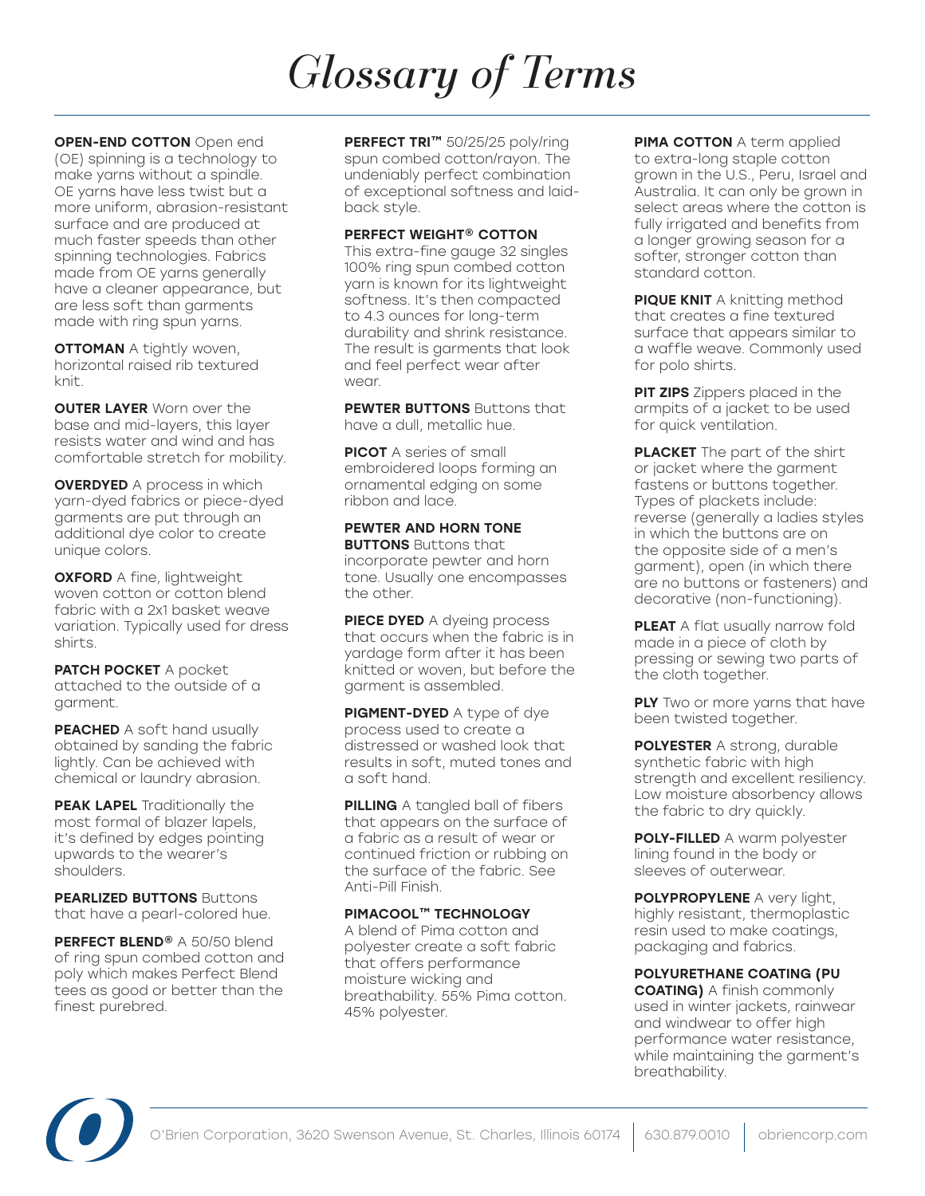# Glossary of Terms

**OPEN-END COTTON** Open end (OE) spinning is a technology to make yarns without a spindle. OE yarns have less twist but a more uniform, abrasion-resistant surface and are produced at much faster speeds than other spinning technologies. Fabrics made from OE yarns generally have a cleaner appearance, but are less soft than garments made with ring spun yarns.

**OTTOMAN** A tightly woven, horizontal raised rib textured knit.

**OUTER LAYER** Worn over the base and mid-layers, this layer resists water and wind and has comfortable stretch for mobility.

**OVERDYED** A process in which yarn-dyed fabrics or piece-dyed garments are put through an additional dye color to create unique colors.

**OXFORD** A fine, lightweight woven cotton or cotton blend fabric with a 2x1 basket weave variation. Typically used for dress shirts.

**PATCH POCKET** A pocket attached to the outside of a garment.

**PEACHED** A soft hand usually obtained by sanding the fabric lightly. Can be achieved with chemical or laundry abrasion.

**PEAK LAPEL** Traditionally the most formal of blazer lapels, it's defined by edges pointing upwards to the wearer's shoulders.

**PEARLIZED BUTTONS** Buttons that have a pearl-colored hue.

**PERFECT BLEND®** A 50/50 blend of ring spun combed cotton and poly which makes Perfect Blend tees as good or better than the finest purebred.

**PERFECT TRI™** 50/25/25 poly/ring spun combed cotton/rayon. The undeniably perfect combination of exceptional softness and laid-back style.

**PERFECT WEIGHT® COTTON** This extra-fine gauge 32 singles 100% ring spun combed cotton yarn is known for its lightweight softness. It's then compacted to 4.3 ounces for long-term durability and shrink resistance. The result is garments that look and feel perfect wear after wear.

**PEWTER BUTTONS** Buttons that have a dull, metallic hue.

**PICOT** A series of small embroidered loops forming an ornamental edging on some ribbon and lace.

**PEWTER AND HORN TONE BUTTONS** Buttons that incorporate pewter and horn tone. Usually one encompasses the other.

**PIECE DYED** A dyeing process that occurs when the fabric is in yardage form after it has been knitted or woven, but before the garment is assembled.

**PIGMENT-DYED** A type of dye process used to create a distressed or washed look that results in soft, muted tones and a soft hand.

**PILLING** A tangled ball of fibers that appears on the surface of a fabric as a result of wear or continued friction or rubbing on the surface of the fabric. See Anti-Pill Finish.

**PIMACOOL™ TECHNOLOGY** A blend of Pima cotton and polyester create a soft fabric that offers performance moisture wicking and breathability. 55% Pima cotton. 45% polyester.

**PIMA COTTON** A term applied to extra-long staple cotton grown in the U.S., Peru, Israel and Australia. It can only be grown in select areas where the cotton is fully irrigated and benefits from a longer growing season for a softer, stronger cotton than standard cotton.

**PIQUE KNIT** A knitting method that creates a fine textured surface that appears similar to a waffle weave. Commonly used for polo shirts.

**PIT ZIPS** Zippers placed in the armpits of a jacket to be used for quick ventilation.

**PLACKET** The part of the shirt or jacket where the garment fastens or buttons together. Types of plackets include: reverse (generally a ladies styles in which the buttons are on the opposite side of a men's garment), open (in which there are no buttons or fasteners) and decorative (non-functioning).

**PLEAT** A flat usually narrow fold made in a piece of cloth by pressing or sewing two parts of the cloth together.

**PLY** Two or more yarns that have been twisted together.

**POLYESTER** A strong, durable synthetic fabric with high strength and excellent resiliency. Low moisture absorbency allows the fabric to dry quickly.

**POLY-FILLED** A warm polyester lining found in the body or sleeves of outerwear.

**POLYPROPYLENE** A very light, highly resistant, thermoplastic resin used to make coatings, packaging and fabrics.

**POLYURETHANE COATING (PU COATING)** A finish commonly used in winter jackets, rainwear and windwear to offer high performance water resistance, while maintaining the garment's breathability.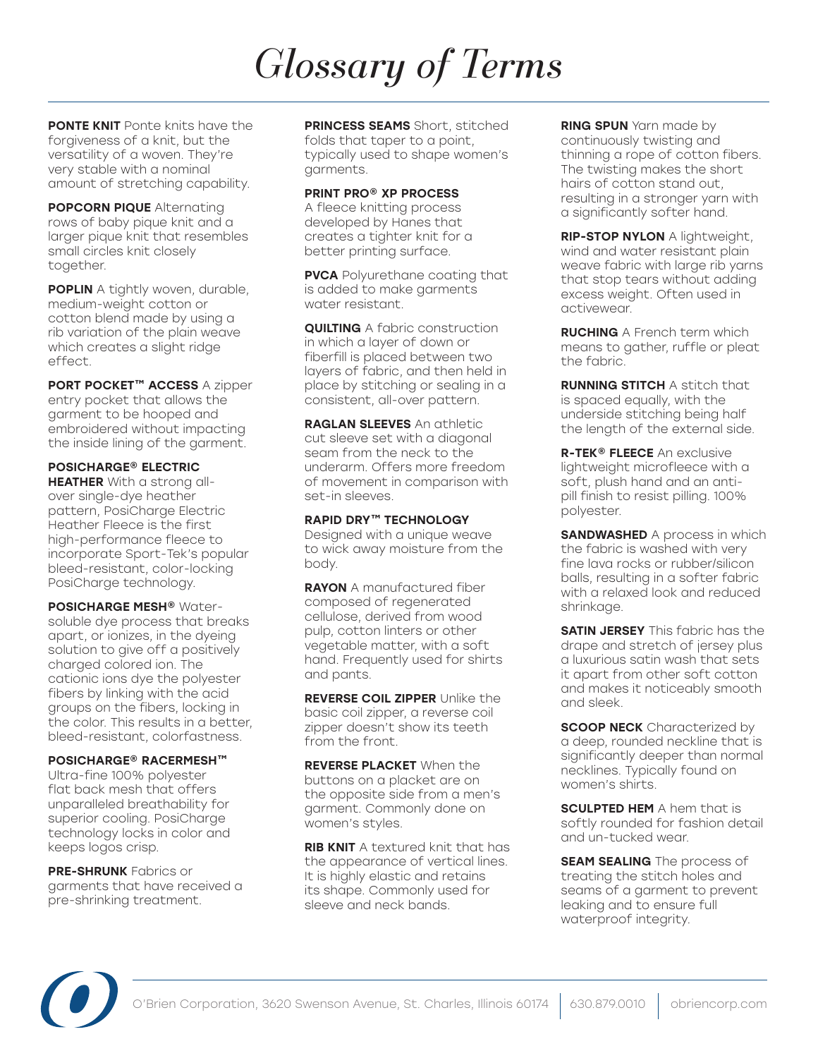# Glossary of Terms

**PONTE KNIT** Ponte knits have the forgiveness of a knit, but the versatility of a woven. They're very stable with a nominal amount of stretching capability.

**POPCORN PIQUE** Alternating rows of baby pique knit and a larger pique knit that resembles small circles knit closely together.

**POPLIN** A tightly woven, durable, medium-weight cotton or cotton blend made by using a rib variation of the plain weave which creates a slight ridge effect.

**PORT POCKET™ ACCESS** A zipper entry pocket that allows the garment to be hooped and embroidered without impacting the inside lining of the garment.

**POSICHARGE® ELECTRIC HEATHER** With a strong all-over single-dye heather pattern, PosiCharge Electric Heather Fleece is the first high-performance fleece to incorporate Sport-Tek's popular bleed-resistant, color-locking PosiCharge technology.

**POSICHARGE MESH®** Water-soluble dye process that breaks apart, or ionizes, in the dyeing solution to give off a positively charged colored ion. The cationic ions dye the polyester fibers by linking with the acid groups on the fibers, locking in the color. This results in a better, bleed-resistant, colorfastness.

**POSICHARGE® RACERMESH™** Ultra-fine 100% polyester flat back mesh that offers unparalleled breathability for superior cooling. PosiCharge technology locks in color and keeps logos crisp.

**PRE-SHRUNK** Fabrics or garments that have received a pre-shrinking treatment.

**PRINCESS SEAMS** Short, stitched folds that taper to a point, typically used to shape women's garments.

**PRINT PRO® XP PROCESS** A fleece knitting process developed by Hanes that creates a tighter knit for a better printing surface.

**PVCA** Polyurethane coating that is added to make garments water resistant.

**QUILTING** A fabric construction in which a layer of down or fiberfill is placed between two layers of fabric, and then held in place by stitching or sealing in a consistent, all-over pattern.

**RAGLAN SLEEVES** An athletic cut sleeve set with a diagonal seam from the neck to the underarm. Offers more freedom of movement in comparison with set-in sleeves.

**RAPID DRY™ TECHNOLOGY** Designed with a unique weave to wick away moisture from the body.

**RAYON** A manufactured fiber composed of regenerated cellulose, derived from wood pulp, cotton linters or other vegetable matter, with a soft hand. Frequently used for shirts and pants.

**REVERSE COIL ZIPPER** Unlike the basic coil zipper, a reverse coil zipper doesn't show its teeth from the front.

**REVERSE PLACKET** When the buttons on a placket are on the opposite side from a men's garment. Commonly done on women's styles.

**RIB KNIT** A textured knit that has the appearance of vertical lines. It is highly elastic and retains its shape. Commonly used for sleeve and neck bands.

**RING SPUN** Yarn made by continuously twisting and thinning a rope of cotton fibers. The twisting makes the short hairs of cotton stand out, resulting in a stronger yarn with a significantly softer hand.

**RIP-STOP NYLON** A lightweight, wind and water resistant plain weave fabric with large rib yarns that stop tears without adding excess weight. Often used in activewear.

**RUCHING** A French term which means to gather, ruffle or pleat the fabric.

**RUNNING STITCH** A stitch that is spaced equally, with the underside stitching being half the length of the external side.

**R-TEK® FLEECE** An exclusive lightweight microfleece with a soft, plush hand and an anti-pill finish to resist pilling. 100% polyester.

**SANDWASHED** A process in which the fabric is washed with very fine lava rocks or rubber/silicon balls, resulting in a softer fabric with a relaxed look and reduced shrinkage.

**SATIN JERSEY** This fabric has the drape and stretch of jersey plus a luxurious satin wash that sets it apart from other soft cotton and makes it noticeably smooth and sleek.

**SCOOP NECK** Characterized by a deep, rounded neckline that is significantly deeper than normal necklines. Typically found on women's shirts.

**SCULPTED HEM** A hem that is softly rounded for fashion detail and un-tucked wear.

**SEAM SEALING** The process of treating the stitch holes and seams of a garment to prevent leaking and to ensure full waterproof integrity.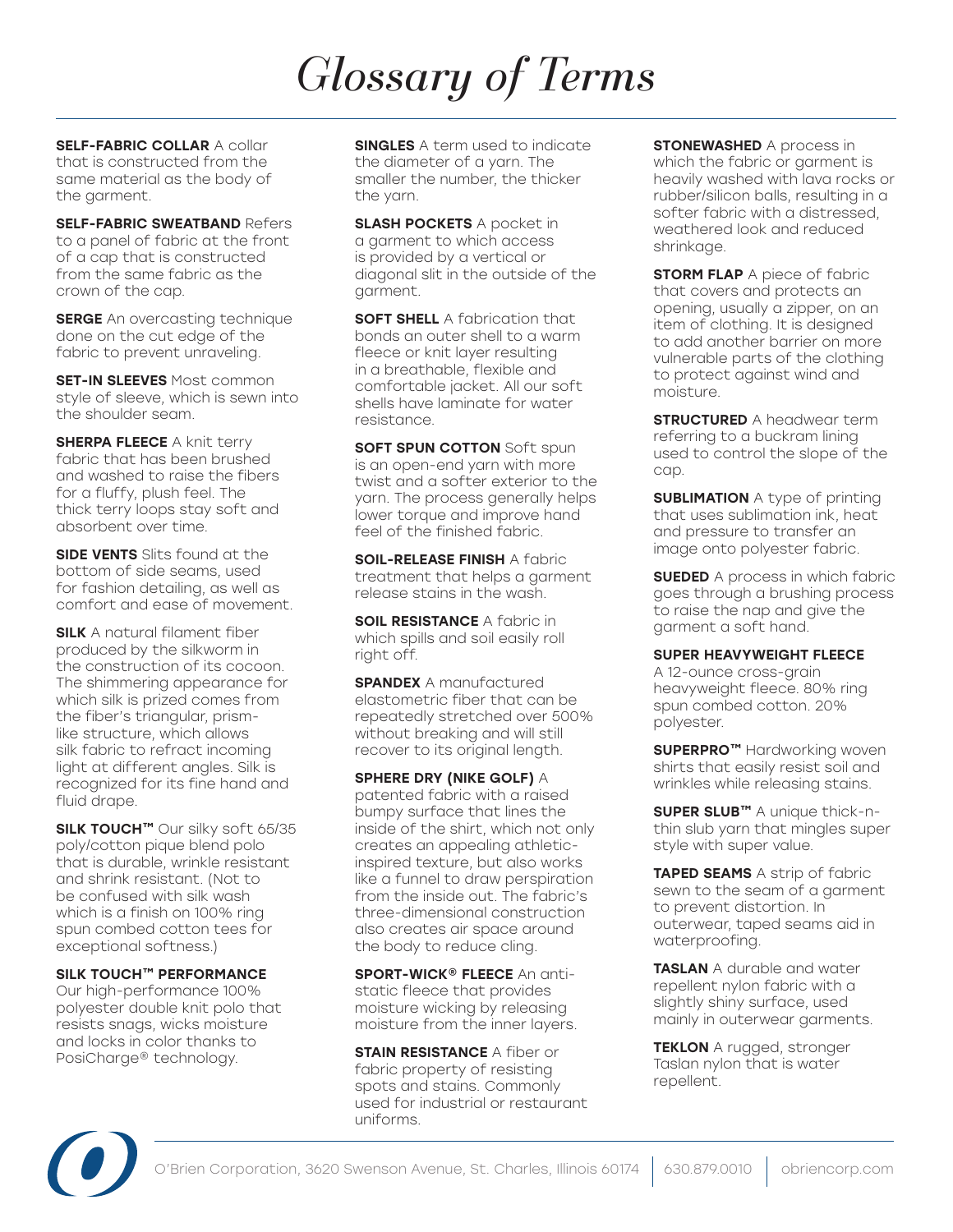# Glossary of Terms

**SELF-FABRIC COLLAR** A collar that is constructed from the same material as the body of the garment.

**SELF-FABRIC SWEATBAND** Refers to a panel of fabric at the front of a cap that is constructed from the same fabric as the crown of the cap.

**SERGE** An overcasting technique done on the cut edge of the fabric to prevent unraveling.

**SET-IN SLEEVES** Most common style of sleeve, which is sewn into the shoulder seam.

**SHERPA FLEECE** A knit terry fabric that has been brushed and washed to raise the fibers for a fluffy, plush feel. The thick terry loops stay soft and absorbent over time.

**SIDE VENTS** Slits found at the bottom of side seams, used for fashion detailing, as well as comfort and ease of movement.

**SILK** A natural filament fiber produced by the silkworm in the construction of its cocoon. The shimmering appearance for which silk is prized comes from the fiber's triangular, prism-like structure, which allows silk fabric to refract incoming light at different angles. Silk is recognized for its fine hand and fluid drape.

**SILK TOUCH™** Our silky soft 65/35 poly/cotton pique blend polo that is durable, wrinkle resistant and shrink resistant. (Not to be confused with silk wash which is a finish on 100% ring spun combed cotton tees for exceptional softness.)

**SILK TOUCH™ PERFORMANCE** Our high-performance 100% polyester double knit polo that resists snags, wicks moisture and locks in color thanks to PosiCharge® technology.

**SINGLES** A term used to indicate the diameter of a yarn. The smaller the number, the thicker the yarn.

**SLASH POCKETS** A pocket in a garment to which access is provided by a vertical or diagonal slit in the outside of the garment.

**SOFT SHELL** A fabrication that bonds an outer shell to a warm fleece or knit layer resulting in a breathable, flexible and comfortable jacket. All our soft shells have laminate for water resistance.

**SOFT SPUN COTTON** Soft spun is an open-end yarn with more twist and a softer exterior to the yarn. The process generally helps lower torque and improve hand feel of the finished fabric.

**SOIL-RELEASE FINISH** A fabric treatment that helps a garment release stains in the wash.

**SOIL RESISTANCE** A fabric in which spills and soil easily roll right off.

**SPANDEX** A manufactured elastometric fiber that can be repeatedly stretched over 500% without breaking and will still recover to its original length.

**SPHERE DRY (NIKE GOLF)** A patented fabric with a raised bumpy surface that lines the inside of the shirt, which not only creates an appealing athletic-inspired texture, but also works like a funnel to draw perspiration from the inside out. The fabric's three-dimensional construction also creates air space around the body to reduce cling.

**SPORT-WICK® FLEECE** An anti-static fleece that provides moisture wicking by releasing moisture from the inner layers.

**STAIN RESISTANCE** A fiber or fabric property of resisting spots and stains. Commonly used for industrial or restaurant uniforms.

**STONEWASHED** A process in which the fabric or garment is heavily washed with lava rocks or rubber/silicon balls, resulting in a softer fabric with a distressed, weathered look and reduced shrinkage.

**STORM FLAP** A piece of fabric that covers and protects an opening, usually a zipper, on an item of clothing. It is designed to add another barrier on more vulnerable parts of the clothing to protect against wind and moisture.

**STRUCTURED** A headwear term referring to a buckram lining used to control the slope of the cap.

**SUBLIMATION** A type of printing that uses sublimation ink, heat and pressure to transfer an image onto polyester fabric.

**SUEDED** A process in which fabric goes through a brushing process to raise the nap and give the garment a soft hand.

**SUPER HEAVYWEIGHT FLEECE** A 12-ounce cross-grain heavyweight fleece. 80% ring spun combed cotton. 20% polyester.

**SUPERPRO™** Hardworking woven shirts that easily resist soil and wrinkles while releasing stains.

**SUPER SLUB™** A unique thick-n-thin slub yarn that mingles super style with super value.

**TAPED SEAMS** A strip of fabric sewn to the seam of a garment to prevent distortion. In outerwear, taped seams aid in waterproofing.

**TASLAN** A durable and water repellent nylon fabric with a slightly shiny surface, used mainly in outerwear garments.

**TEKLON** A rugged, stronger Taslan nylon that is water repellent.

O'Brien Corporation, 3620 Swenson Avenue, St. Charles, Illinois 60174 | 630.879.0010 | obriencorp.com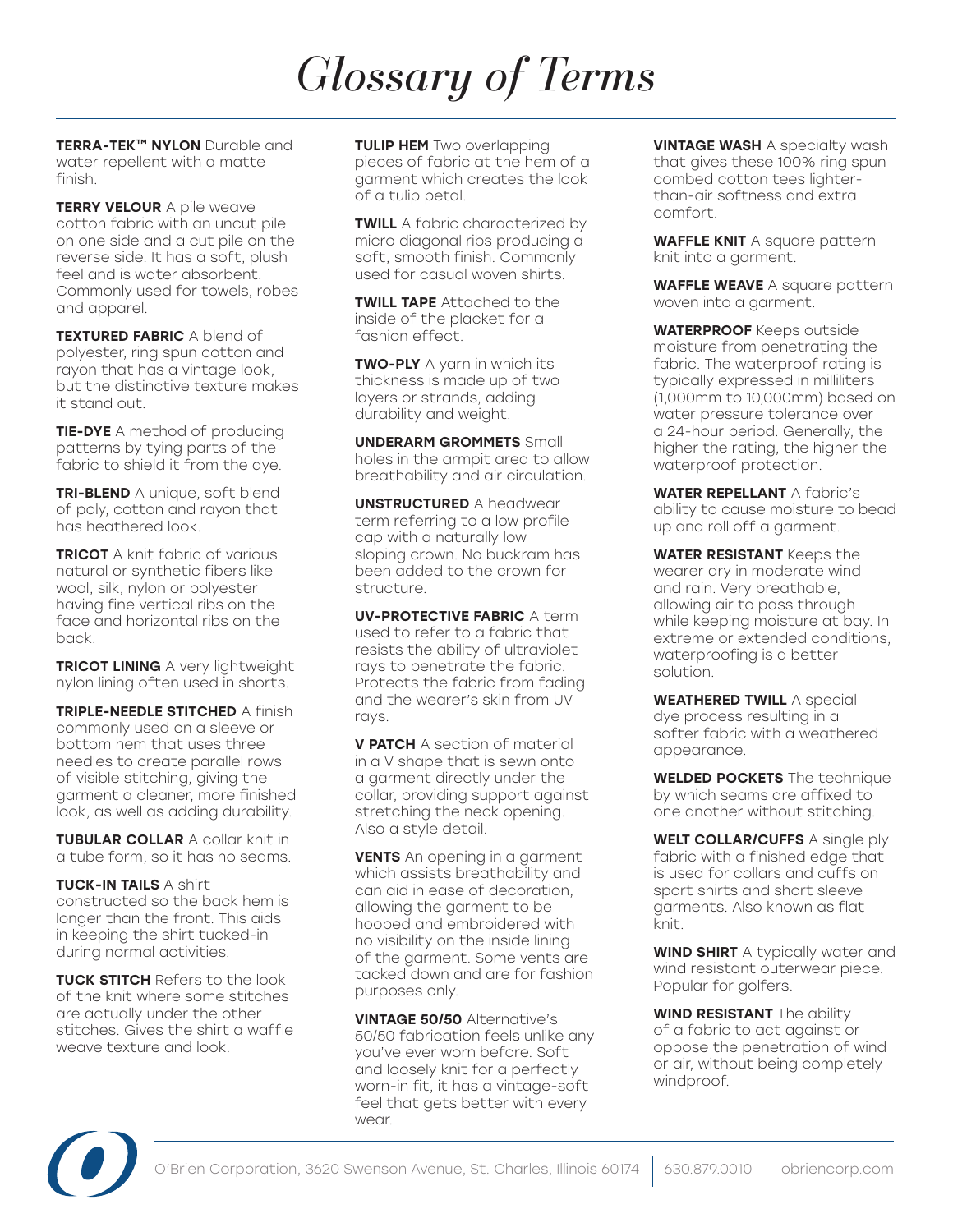# Glossary of Terms

**TERRA-TEK™ NYLON** Durable and water repellent with a matte finish.

**TERRY VELOUR** A pile weave cotton fabric with an uncut pile on one side and a cut pile on the reverse side. It has a soft, plush feel and is water absorbent. Commonly used for towels, robes and apparel.

**TEXTURED FABRIC** A blend of polyester, ring spun cotton and rayon that has a vintage look, but the distinctive texture makes it stand out.

**TIE-DYE** A method of producing patterns by tying parts of the fabric to shield it from the dye.

**TRI-BLEND** A unique, soft blend of poly, cotton and rayon that has heathered look.

**TRICOT** A knit fabric of various natural or synthetic fibers like wool, silk, nylon or polyester having fine vertical ribs on the face and horizontal ribs on the back.

**TRICOT LINING** A very lightweight nylon lining often used in shorts.

**TRIPLE-NEEDLE STITCHED** A finish commonly used on a sleeve or bottom hem that uses three needles to create parallel rows of visible stitching, giving the garment a cleaner, more finished look, as well as adding durability.

**TUBULAR COLLAR** A collar knit in a tube form, so it has no seams.

**TUCK-IN TAILS** A shirt constructed so the back hem is longer than the front. This aids in keeping the shirt tucked-in during normal activities.

**TUCK STITCH** Refers to the look of the knit where some stitches are actually under the other stitches. Gives the shirt a waffle weave texture and look.

**TULIP HEM** Two overlapping pieces of fabric at the hem of a garment which creates the look of a tulip petal.

**TWILL** A fabric characterized by micro diagonal ribs producing a soft, smooth finish. Commonly used for casual woven shirts.

**TWILL TAPE** Attached to the inside of the placket for a fashion effect.

**TWO-PLY** A yarn in which its thickness is made up of two layers or strands, adding durability and weight.

**UNDERARM GROMMETS** Small holes in the armpit area to allow breathability and air circulation.

**UNSTRUCTURED** A headwear term referring to a low profile cap with a naturally low sloping crown. No buckram has been added to the crown for structure.

**UV-PROTECTIVE FABRIC** A term used to refer to a fabric that resists the ability of ultraviolet rays to penetrate the fabric. Protects the fabric from fading and the wearer's skin from UV rays.

**V PATCH** A section of material in a V shape that is sewn onto a garment directly under the collar, providing support against stretching the neck opening. Also a style detail.

**VENTS** An opening in a garment which assists breathability and can aid in ease of decoration, allowing the garment to be hooped and embroidered with no visibility on the inside lining of the garment. Some vents are tacked down and are for fashion purposes only.

**VINTAGE 50/50** Alternative's 50/50 fabrication feels unlike any you've ever worn before. Soft and loosely knit for a perfectly worn-in fit, it has a vintage-soft feel that gets better with every wear.

**VINTAGE WASH** A specialty wash that gives these 100% ring spun combed cotton tees lighter-than-air softness and extra comfort.

**WAFFLE KNIT** A square pattern knit into a garment.

**WAFFLE WEAVE** A square pattern woven into a garment.

**WATERPROOF** Keeps outside moisture from penetrating the fabric. The waterproof rating is typically expressed in milliliters (1,000mm to 10,000mm) based on water pressure tolerance over a 24-hour period. Generally, the higher the rating, the higher the waterproof protection.

**WATER REPELLANT** A fabric's ability to cause moisture to bead up and roll off a garment.

**WATER RESISTANT** Keeps the wearer dry in moderate wind and rain. Very breathable, allowing air to pass through while keeping moisture at bay. In extreme or extended conditions, waterproofing is a better solution.

**WEATHERED TWILL** A special dye process resulting in a softer fabric with a weathered appearance.

**WELDED POCKETS** The technique by which seams are affixed to one another without stitching.

**WELT COLLAR/CUFFS** A single ply fabric with a finished edge that is used for collars and cuffs on sport shirts and short sleeve garments. Also known as flat knit.

**WIND SHIRT** A typically water and wind resistant outerwear piece. Popular for golfers.

**WIND RESISTANT** The ability of a fabric to act against or oppose the penetration of wind or air, without being completely windproof.

O'Brien Corporation, 3620 Swenson Avenue, St. Charles, Illinois 60174 | 630.879.0010 | obriencorp.com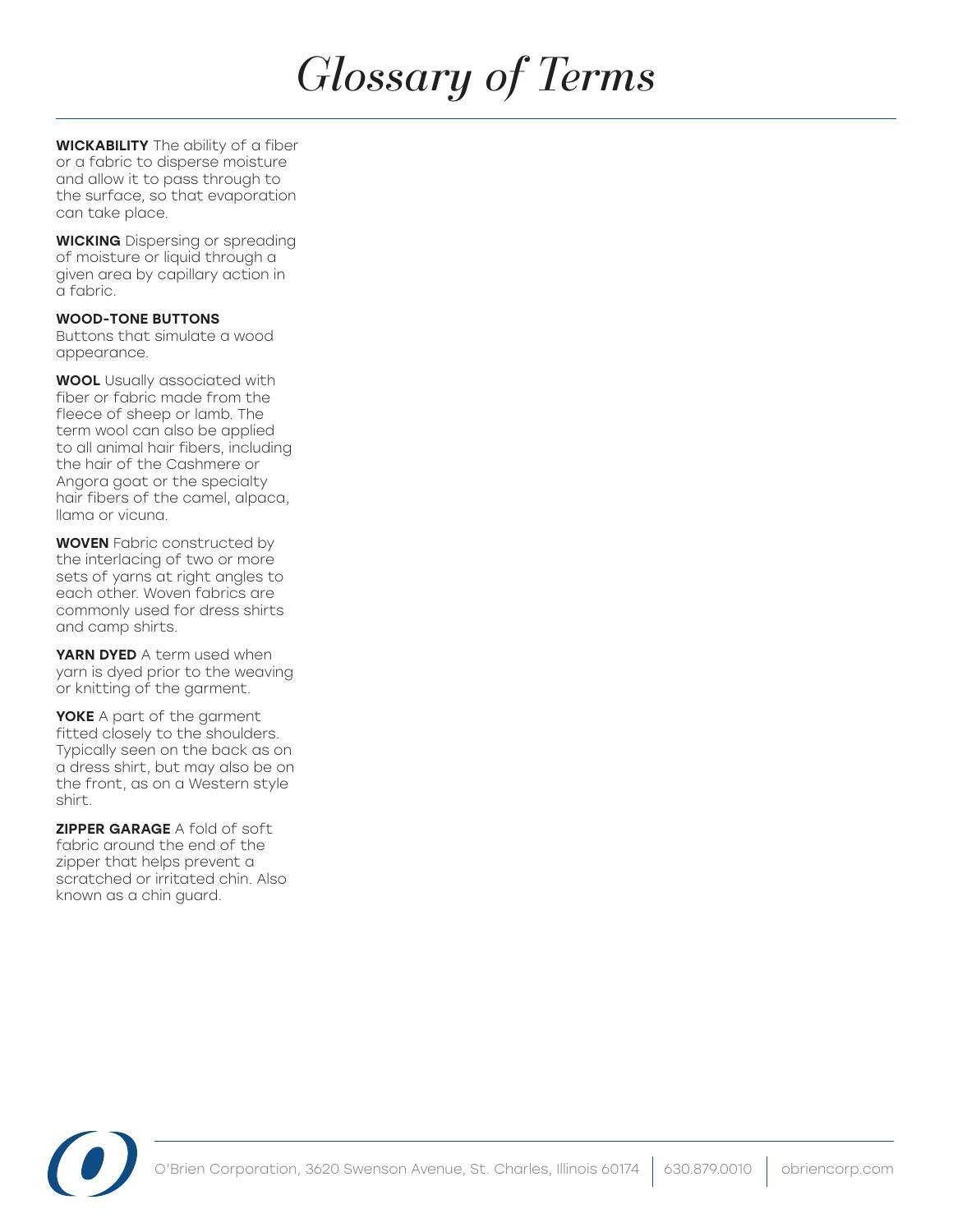# *Glossary of Terms*

**WICKABILITY** The ability of a fiber or a fabric to disperse moisture and allow it to pass through to the surface, so that evaporation can take place.

**WICKING** Dispersing or spreading of moisture or liquid through a given area by capillary action in a fabric.

**WOOD-TONE BUTTONS**
Buttons that simulate a wood appearance.

**WOOL** Usually associated with fiber or fabric made from the fleece of sheep or lamb. The term wool can also be applied to all animal hair fibers, including the hair of the Cashmere or Angora goat or the specialty hair fibers of the camel, alpaca, llama or vicuna.

**WOVEN** Fabric constructed by the interlacing of two or more sets of yarns at right angles to each other. Woven fabrics are commonly used for dress shirts and camp shirts.

**YARN DYED** A term used when yarn is dyed prior to the weaving or knitting of the garment.

**YOKE** A part of the garment fitted closely to the shoulders. Typically seen on the back as on a dress shirt, but may also be on the front, as on a Western style shirt.

**ZIPPER GARAGE** A fold of soft fabric around the end of the zipper that helps prevent a scratched or irritated chin. Also known as a chin guard.

O'Brien Corporation, 3620 Swenson Avenue, St. Charles, Illinois 60174 | 630.879.0010 | obriencorp.com